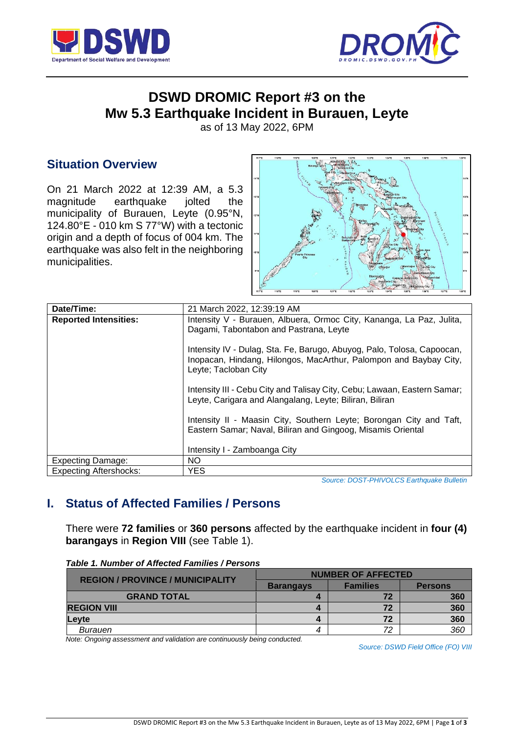# DSWD DROMIC Report #3 on the Mw 5.3 Earthquake Incident in Burauen, Leyte

as of 13 May 2022, 6PM

## Situation Overview

On 21 March 2022 at 12:39 AM, a 5.3 magnitude earthquake jolted the municipality of Burauen, Leyte (0.95°N, 124.80°E - 010 km S 77°W) with a tectonic origin and a depth of focus of 004 km. The earthquake was also felt in the neighboring municipalities.

| Date/Time: | 21 March 2022, 12:39:19 AM |
|---|---|
| **Reported Intensities:** | Intensity V - Burauen, Albuera, Ormoc City, Kananga, La Paz, Julita, Dagami, Tabontabon and Pastrana, Leyte<br><br>Intensity IV - Dulag, Sta. Fe, Barugo, Abuyog, Palo, Tolosa, Capoocan, Inopacan, Hindang, Hilongos, MacArthur, Palompon and Baybay City, Leyte; Tacloban City<br><br>Intensity III - Cebu City and Talisay City, Cebu; Lawaan, Eastern Samar; Leyte, Carigara and Alangalang, Leyte; Biliran, Biliran<br><br>Intensity II - Maasin City, Southern Leyte; Borongan City and Taft, Eastern Samar; Naval, Biliran and Gingoog, Misamis Oriental<br><br>Intensity I - Zamboanga City |
| Expecting Damage: | NO |
| Expecting Aftershocks: | YES |

*Source: DOST-PHIVOLCS Earthquake Bulletin*

## I. Status of Affected Families / Persons

There were **72 families** or **360 persons** affected by the earthquake incident in **four (4) barangays** in **Region VIII** (see Table 1).

***Table 1. Number of Affected Families / Persons***

| REGION / PROVINCE / MUNICIPALITY | NUMBER OF AFFECTED | | |
|---|---|---|---|
| | Barangays | Families | Persons |
| **GRAND TOTAL** | **4** | **72** | **360** |
| **REGION VIII** | **4** | **72** | **360** |
| **Leyte** | **4** | **72** | **360** |
| *Burauen* | *4* | *72* | *360* |

*Note: Ongoing assessment and validation are continuously being conducted.*

*Source: DSWD Field Office (FO) VIII*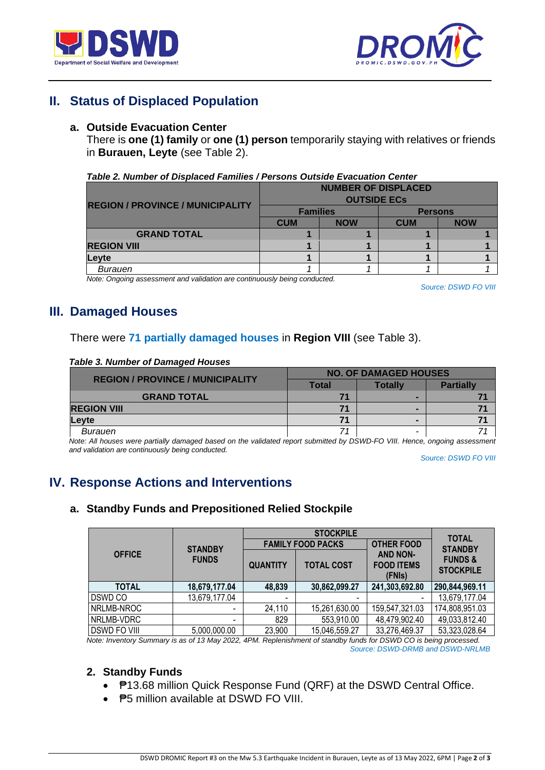## II. Status of Displaced Population

### a. Outside Evacuation Center

There is **one (1) family** or **one (1) person** temporarily staying with relatives or friends in **Burauen, Leyte** (see Table 2).

***Table 2. Number of Displaced Families / Persons Outside Evacuation Center***

| REGION / PROVINCE / MUNICIPALITY | NUMBER OF DISPLACED OUTSIDE ECs | | | |
|---|---|---|---|---|
| | Families | | Persons | |
| | CUM | NOW | CUM | NOW |
| **GRAND TOTAL** | **1** | **1** | **1** | **1** |
| **REGION VIII** | **1** | **1** | **1** | **1** |
| **Leyte** | **1** | **1** | **1** | **1** |
| *Burauen* | *1* | *1* | *1* | *1* |

*Note: Ongoing assessment and validation are continuously being conducted.*

*Source: DSWD FO VIII*

## III. Damaged Houses

There were **71 partially damaged houses** in **Region VIII** (see Table 3).

***Table 3. Number of Damaged Houses***

| REGION / PROVINCE / MUNICIPALITY | NO. OF DAMAGED HOUSES | | |
|---|---|---|---|
| | Total | Totally | Partially |
| **GRAND TOTAL** | **71** | **-** | **71** |
| **REGION VIII** | **71** | **-** | **71** |
| **Leyte** | **71** | **-** | **71** |
| *Burauen* | *71* | - | *71* |

*Note: All houses were partially damaged based on the validated report submitted by DSWD-FO VIII. Hence, ongoing assessment and validation are continuously being conducted.*

*Source: DSWD FO VIII*

## IV. Response Actions and Interventions

### a. Standby Funds and Prepositioned Relied Stockpile

| OFFICE | STANDBY FUNDS | STOCKPILE | | | TOTAL STANDBY FUNDS & STOCKPILE |
|---|---|---|---|---|---|
| | | FAMILY FOOD PACKS | | OTHER FOOD AND NON-FOOD ITEMS (FNIs) | |
| | | QUANTITY | TOTAL COST | | |
| **TOTAL** | **18,679,177.04** | **48,839** | **30,862,099.27** | **241,303,692.80** | **290,844,969.11** |
| DSWD CO | 13,679,177.04 | - | - | - | 13,679,177.04 |
| NRLMB-NROC | - | 24,110 | 15,261,630.00 | 159,547,321.03 | 174,808,951.03 |
| NRLMB-VDRC | - | 829 | 553,910.00 | 48,479,902.40 | 49,033,812.40 |
| DSWD FO VIII | 5,000,000.00 | 23,900 | 15,046,559.27 | 33,276,469.37 | 53,323,028.64 |

*Note: Inventory Summary is as of 13 May 2022, 4PM. Replenishment of standby funds for DSWD CO is being processed.*

*Source: DSWD-DRMB and DSWD-NRLMB*

### 2. Standby Funds

- ₱13.68 million Quick Response Fund (QRF) at the DSWD Central Office.
- ₱5 million available at DSWD FO VIII.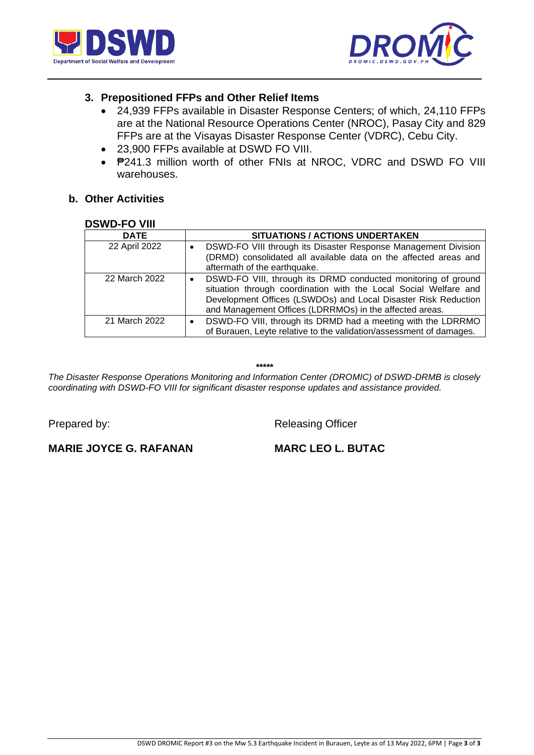### 3. Prepositioned FFPs and Other Relief Items

- 24,939 FFPs available in Disaster Response Centers; of which, 24,110 FFPs are at the National Resource Operations Center (NROC), Pasay City and 829 FFPs are at the Visayas Disaster Response Center (VDRC), Cebu City.
- 23,900 FFPs available at DSWD FO VIII.
- ₱241.3 million worth of other FNIs at NROC, VDRC and DSWD FO VIII warehouses.

## b. Other Activities

**DSWD-FO VIII**

| DATE | SITUATIONS / ACTIONS UNDERTAKEN |
|---|---|
| 22 April 2022 | • DSWD-FO VIII through its Disaster Response Management Division (DRMD) consolidated all available data on the affected areas and aftermath of the earthquake. |
| 22 March 2022 | • DSWD-FO VIII, through its DRMD conducted monitoring of ground situation through coordination with the Local Social Welfare and Development Offices (LSWDOs) and Local Disaster Risk Reduction and Management Offices (LDRRMOs) in the affected areas. |
| 21 March 2022 | • DSWD-FO VIII, through its DRMD had a meeting with the LDRRMO of Burauen, Leyte relative to the validation/assessment of damages. |

*****

*The Disaster Response Operations Monitoring and Information Center (DROMIC) of DSWD-DRMB is closely coordinating with DSWD-FO VIII for significant disaster response updates and assistance provided.*

Prepared by: Releasing Officer

**MARIE JOYCE G. RAFANAN** **MARC LEO L. BUTAC**